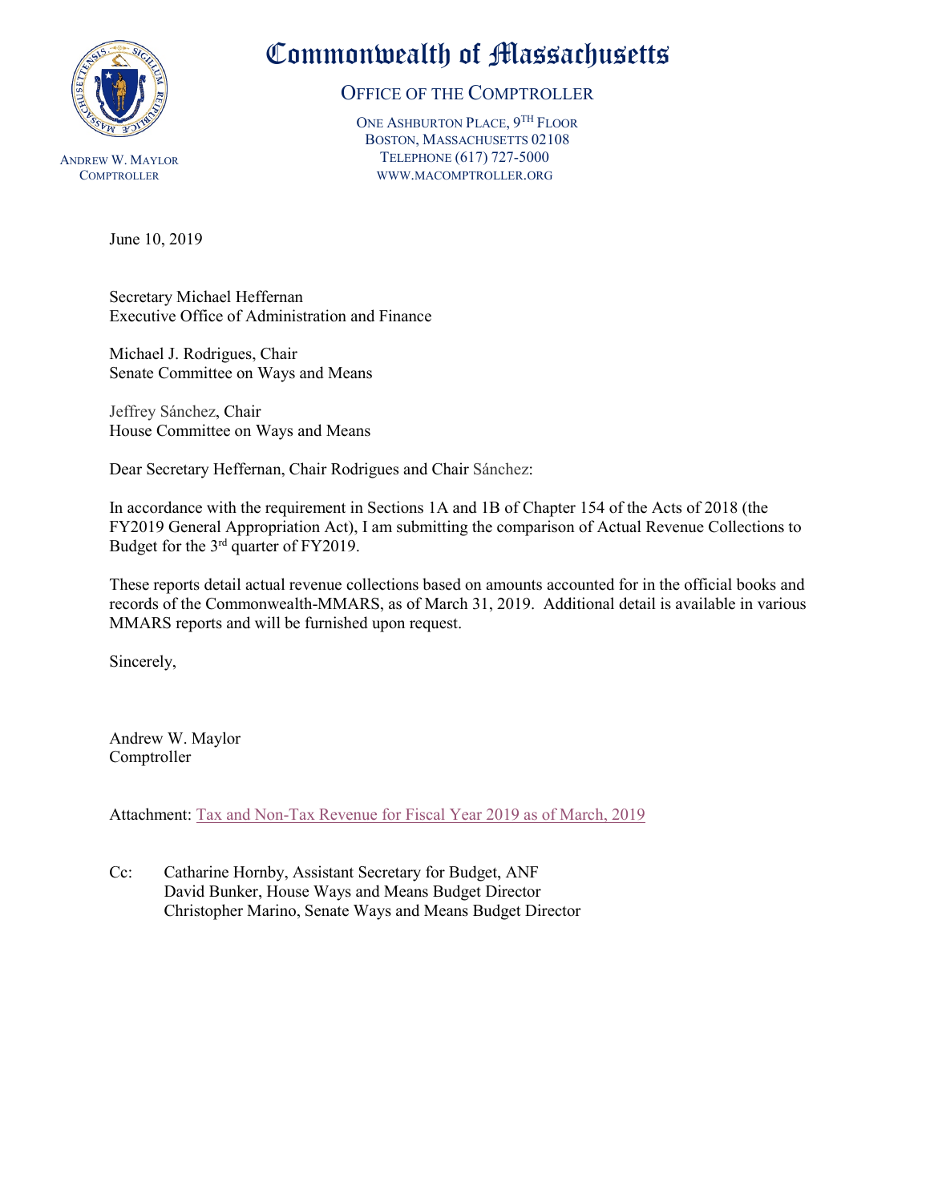# Commonwealth of Massachusetts

## OFFICE OF THE COMPTROLLER

ONE ASHBURTON PLACE, 9[TH] FLOOR
BOSTON, MASSACHUSETTS 02108
TELEPHONE (617) 727-5000
WWW.MACOMPTROLLER.ORG

ANDREW W. MAYLOR
COMPTROLLER

June 10, 2019

Secretary Michael Heffernan
Executive Office of Administration and Finance

Michael J. Rodrigues, Chair
Senate Committee on Ways and Means

Jeffrey Sánchez, Chair
House Committee on Ways and Means

Dear Secretary Heffernan, Chair Rodrigues and Chair Sánchez:

In accordance with the requirement in Sections 1A and 1B of Chapter 154 of the Acts of 2018 (the FY2019 General Appropriation Act), I am submitting the comparison of Actual Revenue Collections to Budget for the 3rd quarter of FY2019.

These reports detail actual revenue collections based on amounts accounted for in the official books and records of the Commonwealth-MMARS, as of March 31, 2019. Additional detail is available in various MMARS reports and will be furnished upon request.

Sincerely,

Andrew W. Maylor
Comptroller

Attachment: Tax and Non-Tax Revenue for Fiscal Year 2019 as of March, 2019

Cc: Catharine Hornby, Assistant Secretary for Budget, ANF
David Bunker, House Ways and Means Budget Director
Christopher Marino, Senate Ways and Means Budget Director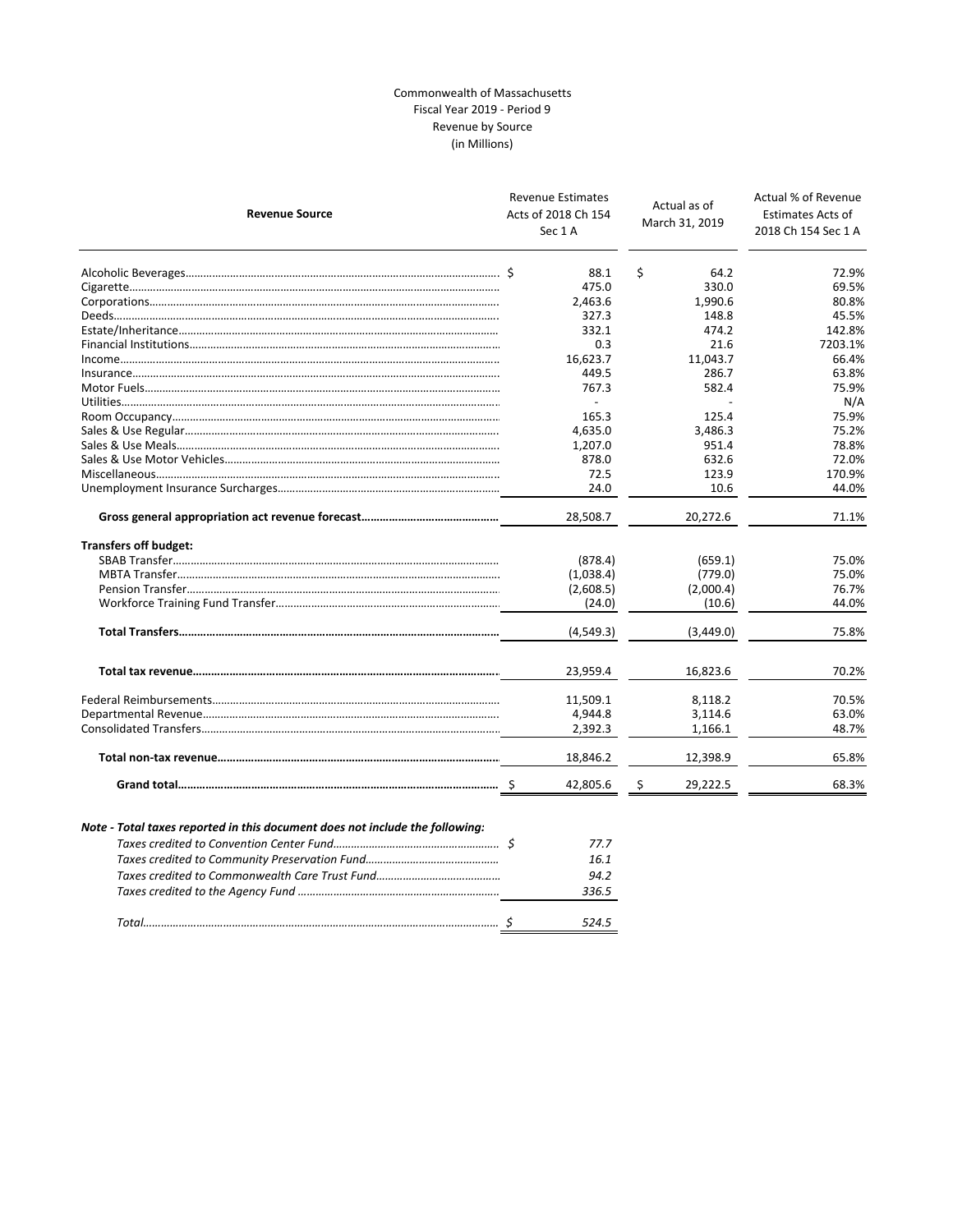Commonwealth of Massachusetts
Fiscal Year 2019 - Period 9
Revenue by Source
(in Millions)

| Revenue Source | Revenue Estimates Acts of 2018 Ch 154 Sec 1 A | Actual as of March 31, 2019 | Actual % of Revenue Estimates Acts of 2018 Ch 154 Sec 1 A |
|---|---|---|---|
| Alcoholic Beverages | $ 88.1 | $ 64.2 | 72.9% |
| Cigarette | 475.0 | 330.0 | 69.5% |
| Corporations | 2,463.6 | 1,990.6 | 80.8% |
| Deeds | 327.3 | 148.8 | 45.5% |
| Estate/Inheritance | 332.1 | 474.2 | 142.8% |
| Financial Institutions | 0.3 | 21.6 | 7203.1% |
| Income | 16,623.7 | 11,043.7 | 66.4% |
| Insurance | 449.5 | 286.7 | 63.8% |
| Motor Fuels | 767.3 | 582.4 | 75.9% |
| Utilities | - | - | N/A |
| Room Occupancy | 165.3 | 125.4 | 75.9% |
| Sales & Use Regular | 4,635.0 | 3,486.3 | 75.2% |
| Sales & Use Meals | 1,207.0 | 951.4 | 78.8% |
| Sales & Use Motor Vehicles | 878.0 | 632.6 | 72.0% |
| Miscellaneous | 72.5 | 123.9 | 170.9% |
| Unemployment Insurance Surcharges | 24.0 | 10.6 | 44.0% |
| **Gross general appropriation act revenue forecast** | 28,508.7 | 20,272.6 | 71.1% |
| **Transfers off budget:** | | | |
| SBAB Transfer | (878.4) | (659.1) | 75.0% |
| MBTA Transfer | (1,038.4) | (779.0) | 75.0% |
| Pension Transfer | (2,608.5) | (2,000.4) | 76.7% |
| Workforce Training Fund Transfer | (24.0) | (10.6) | 44.0% |
| **Total Transfers** | (4,549.3) | (3,449.0) | 75.8% |
| **Total tax revenue** | 23,959.4 | 16,823.6 | 70.2% |
| Federal Reimbursements | 11,509.1 | 8,118.2 | 70.5% |
| Departmental Revenue | 4,944.8 | 3,114.6 | 63.0% |
| Consolidated Transfers | 2,392.3 | 1,166.1 | 48.7% |
| **Total non-tax revenue** | 18,846.2 | 12,398.9 | 65.8% |
| **Grand total** | $ 42,805.6 | $ 29,222.5 | 68.3% |

***Note - Total taxes reported in this document does not include the following:***

| | |
|---|---|
| *Taxes credited to Convention Center Fund* | *$ 77.7* |
| *Taxes credited to Community Preservation Fund* | *16.1* |
| *Taxes credited to Commonwealth Care Trust Fund* | *94.2* |
| *Taxes credited to the Agency Fund* | *336.5* |
| *Total* | *$ 524.5* |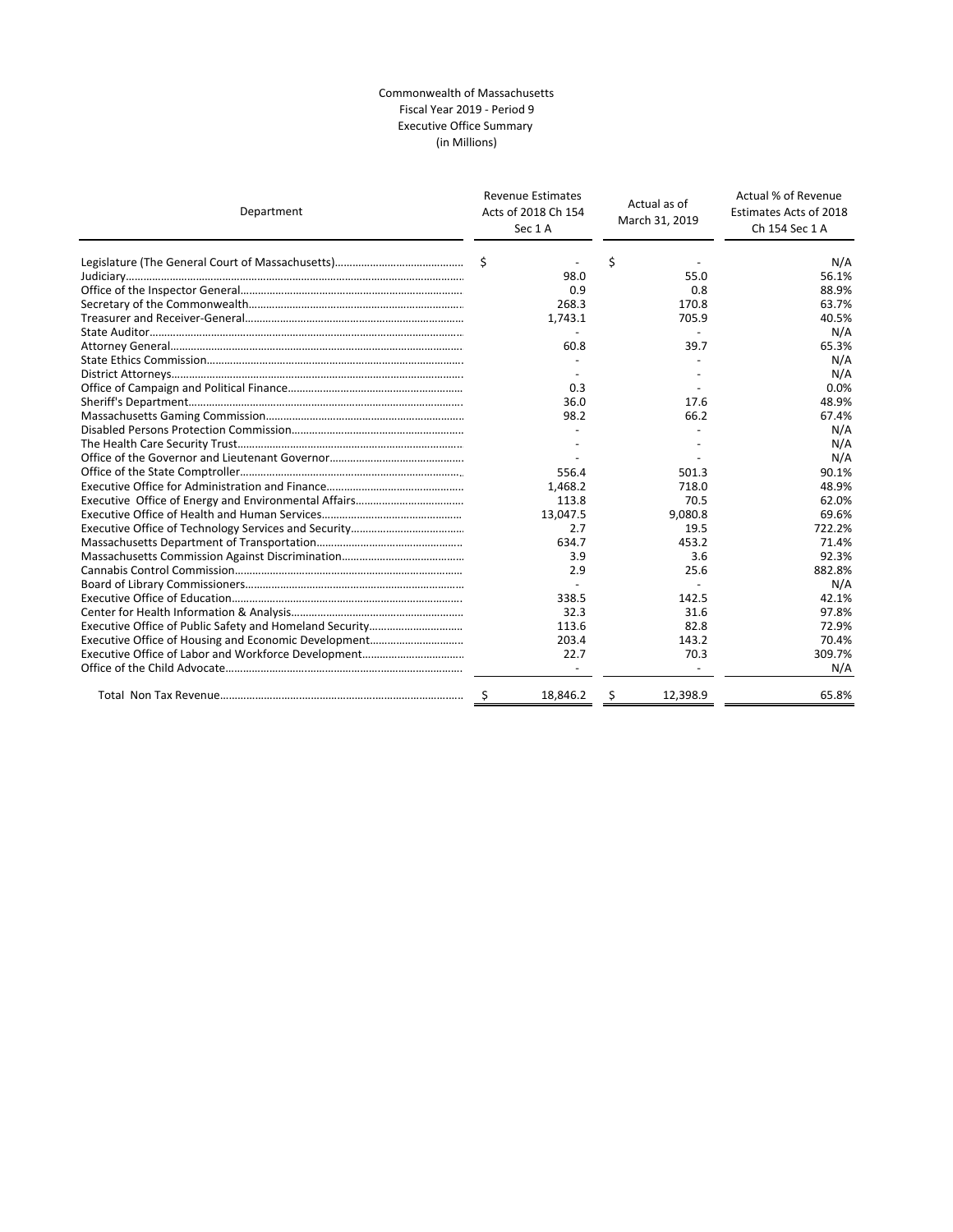Commonwealth of Massachusetts
Fiscal Year 2019 - Period 9
Executive Office Summary
(in Millions)

| Department | Revenue Estimates Acts of 2018 Ch 154 Sec 1 A | Actual as of March 31, 2019 | Actual % of Revenue Estimates Acts of 2018 Ch 154 Sec 1 A |
|---|---|---|---|
| Legislature (The General Court of Massachusetts) | $ - | $ - | N/A |
| Judiciary | 98.0 | 55.0 | 56.1% |
| Office of the Inspector General | 0.9 | 0.8 | 88.9% |
| Secretary of the Commonwealth | 268.3 | 170.8 | 63.7% |
| Treasurer and Receiver-General | 1,743.1 | 705.9 | 40.5% |
| State Auditor | - | - | N/A |
| Attorney General | 60.8 | 39.7 | 65.3% |
| State Ethics Commission | - | - | N/A |
| District Attorneys | - | - | N/A |
| Office of Campaign and Political Finance | 0.3 | - | 0.0% |
| Sheriff's Department | 36.0 | 17.6 | 48.9% |
| Massachusetts Gaming Commission | 98.2 | 66.2 | 67.4% |
| Disabled Persons Protection Commission | - | - | N/A |
| The Health Care Security Trust | - | - | N/A |
| Office of the Governor and Lieutenant Governor | - | - | N/A |
| Office of the State Comptroller | 556.4 | 501.3 | 90.1% |
| Executive Office for Administration and Finance | 1,468.2 | 718.0 | 48.9% |
| Executive Office of Energy and Environmental Affairs | 113.8 | 70.5 | 62.0% |
| Executive Office of Health and Human Services | 13,047.5 | 9,080.8 | 69.6% |
| Executive Office of Technology Services and Security | 2.7 | 19.5 | 722.2% |
| Massachusetts Department of Transportation | 634.7 | 453.2 | 71.4% |
| Massachusetts Commission Against Discrimination | 3.9 | 3.6 | 92.3% |
| Cannabis Control Commission | 2.9 | 25.6 | 882.8% |
| Board of Library Commissioners | - | - | N/A |
| Executive Office of Education | 338.5 | 142.5 | 42.1% |
| Center for Health Information & Analysis | 32.3 | 31.6 | 97.8% |
| Executive Office of Public Safety and Homeland Security | 113.6 | 82.8 | 72.9% |
| Executive Office of Housing and Economic Development | 203.4 | 143.2 | 70.4% |
| Executive Office of Labor and Workforce Development | 22.7 | 70.3 | 309.7% |
| Office of the Child Advocate | - | - | N/A |
| Total Non Tax Revenue | $ 18,846.2 | $ 12,398.9 | 65.8% |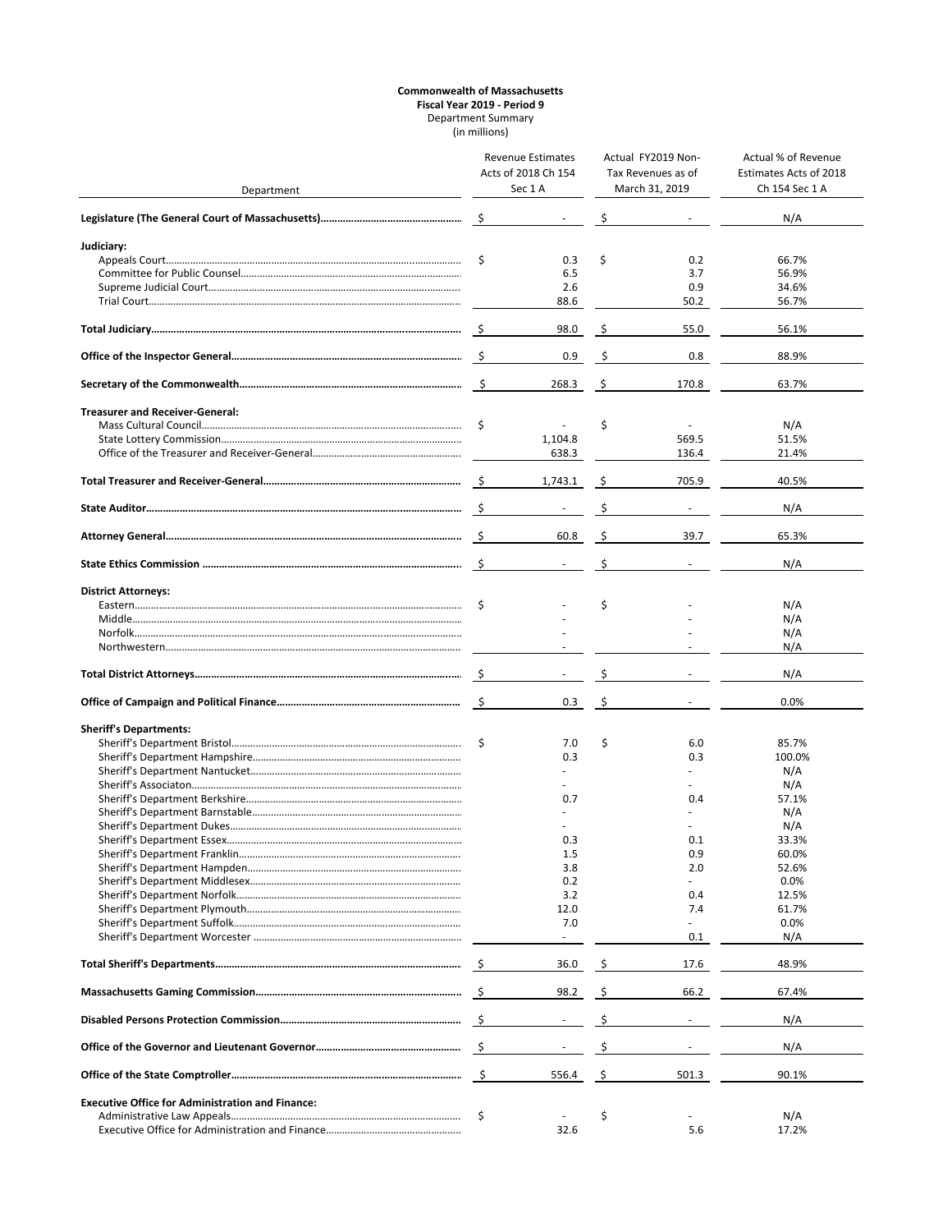**Commonwealth of Massachusetts**
**Fiscal Year 2019 - Period 9**
Department Summary
(in millions)

| Department | Revenue Estimates Acts of 2018 Ch 154 Sec 1 A | Actual FY2019 Non-Tax Revenues as of March 31, 2019 | Actual % of Revenue Estimates Acts of 2018 Ch 154 Sec 1 A |
|---|---|---|---|
| **Legislature (The General Court of Massachusetts)** | $ - | $ - | N/A |
| **Judiciary:** | | | |
| Appeals Court | $ 0.3 | $ 0.2 | 66.7% |
| Committee for Public Counsel | 6.5 | 3.7 | 56.9% |
| Supreme Judicial Court | 2.6 | 0.9 | 34.6% |
| Trial Court | 88.6 | 50.2 | 56.7% |
| **Total Judiciary** | $ 98.0 | $ 55.0 | 56.1% |
| **Office of the Inspector General** | $ 0.9 | $ 0.8 | 88.9% |
| **Secretary of the Commonwealth** | $ 268.3 | $ 170.8 | 63.7% |
| **Treasurer and Receiver-General:** | | | |
| Mass Cultural Council | $ - | $ - | N/A |
| State Lottery Commission | 1,104.8 | 569.5 | 51.5% |
| Office of the Treasurer and Receiver-General | 638.3 | 136.4 | 21.4% |
| **Total Treasurer and Receiver-General** | $ 1,743.1 | $ 705.9 | 40.5% |
| **State Auditor** | $ - | $ - | N/A |
| **Attorney General** | $ 60.8 | $ 39.7 | 65.3% |
| **State Ethics Commission** | $ - | $ - | N/A |
| **District Attorneys:** | | | |
| Eastern | $ - | $ - | N/A |
| Middle | - | - | N/A |
| Norfolk | - | - | N/A |
| Northwestern | - | - | N/A |
| **Total District Attorneys** | $ - | $ - | N/A |
| **Office of Campaign and Political Finance** | $ 0.3 | $ - | 0.0% |
| **Sheriff's Departments:** | | | |
| Sheriff's Department Bristol | $ 7.0 | $ 6.0 | 85.7% |
| Sheriff's Department Hampshire | 0.3 | 0.3 | 100.0% |
| Sheriff's Department Nantucket | - | - | N/A |
| Sheriff's Associaton | - | - | N/A |
| Sheriff's Department Berkshire | 0.7 | 0.4 | 57.1% |
| Sheriff's Department Barnstable | - | - | N/A |
| Sheriff's Department Dukes | - | - | N/A |
| Sheriff's Department Essex | 0.3 | 0.1 | 33.3% |
| Sheriff's Department Franklin | 1.5 | 0.9 | 60.0% |
| Sheriff's Department Hampden | 3.8 | 2.0 | 52.6% |
| Sheriff's Department Middlesex | 0.2 | - | 0.0% |
| Sheriff's Department Norfolk | 3.2 | 0.4 | 12.5% |
| Sheriff's Department Plymouth | 12.0 | 7.4 | 61.7% |
| Sheriff's Department Suffolk | 7.0 | - | 0.0% |
| Sheriff's Department Worcester | - | 0.1 | N/A |
| **Total Sheriff's Departments** | $ 36.0 | $ 17.6 | 48.9% |
| **Massachusetts Gaming Commission** | $ 98.2 | $ 66.2 | 67.4% |
| **Disabled Persons Protection Commission** | $ - | $ - | N/A |
| **Office of the Governor and Lieutenant Governor** | $ - | $ - | N/A |
| **Office of the State Comptroller** | $ 556.4 | $ 501.3 | 90.1% |
| **Executive Office for Administration and Finance:** | | | |
| Administrative Law Appeals | $ - | $ - | N/A |
| Executive Office for Administration and Finance | 32.6 | 5.6 | 17.2% |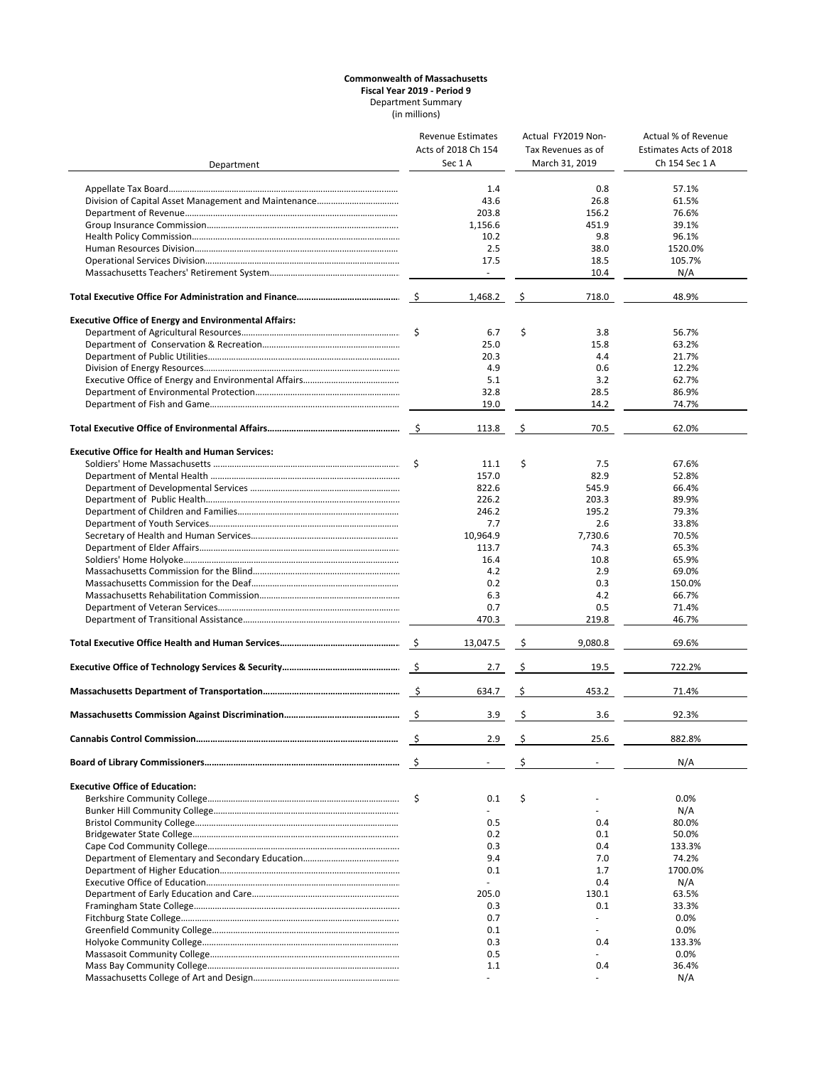**Commonwealth of Massachusetts**
**Fiscal Year 2019 - Period 9**
Department Summary
(in millions)

| Department | Revenue Estimates Acts of 2018 Ch 154 Sec 1 A | Actual FY2019 Non-Tax Revenues as of March 31, 2019 | Actual % of Revenue Estimates Acts of 2018 Ch 154 Sec 1 A |
|---|---|---|---|
| Appellate Tax Board | 1.4 | 0.8 | 57.1% |
| Division of Capital Asset Management and Maintenance | 43.6 | 26.8 | 61.5% |
| Department of Revenue | 203.8 | 156.2 | 76.6% |
| Group Insurance Commission | 1,156.6 | 451.9 | 39.1% |
| Health Policy Commission | 10.2 | 9.8 | 96.1% |
| Human Resources Division | 2.5 | 38.0 | 1520.0% |
| Operational Services Division | 17.5 | 18.5 | 105.7% |
| Massachusetts Teachers' Retirement System | - | 10.4 | N/A |
| **Total Executive Office For Administration and Finance** | $ 1,468.2 | $ 718.0 | 48.9% |
| **Executive Office of Energy and Environmental Affairs:** | | | |
| Department of Agricultural Resources | $ 6.7 | $ 3.8 | 56.7% |
| Department of Conservation & Recreation | 25.0 | 15.8 | 63.2% |
| Department of Public Utilities | 20.3 | 4.4 | 21.7% |
| Division of Energy Resources | 4.9 | 0.6 | 12.2% |
| Executive Office of Energy and Environmental Affairs | 5.1 | 3.2 | 62.7% |
| Department of Environmental Protection | 32.8 | 28.5 | 86.9% |
| Department of Fish and Game | 19.0 | 14.2 | 74.7% |
| **Total Executive Office of Environmental Affairs** | $ 113.8 | $ 70.5 | 62.0% |
| **Executive Office for Health and Human Services:** | | | |
| Soldiers' Home Massachusetts | $ 11.1 | $ 7.5 | 67.6% |
| Department of Mental Health | 157.0 | 82.9 | 52.8% |
| Department of Developmental Services | 822.6 | 545.9 | 66.4% |
| Department of Public Health | 226.2 | 203.3 | 89.9% |
| Department of Children and Families | 246.2 | 195.2 | 79.3% |
| Department of Youth Services | 7.7 | 2.6 | 33.8% |
| Secretary of Health and Human Services | 10,964.9 | 7,730.6 | 70.5% |
| Department of Elder Affairs | 113.7 | 74.3 | 65.3% |
| Soldiers' Home Holyoke | 16.4 | 10.8 | 65.9% |
| Massachusetts Commission for the Blind | 4.2 | 2.9 | 69.0% |
| Massachusetts Commission for the Deaf | 0.2 | 0.3 | 150.0% |
| Massachusetts Rehabilitation Commission | 6.3 | 4.2 | 66.7% |
| Department of Veteran Services | 0.7 | 0.5 | 71.4% |
| Department of Transitional Assistance | 470.3 | 219.8 | 46.7% |
| **Total Executive Office Health and Human Services** | $ 13,047.5 | $ 9,080.8 | 69.6% |
| **Executive Office of Technology Services & Security** | $ 2.7 | $ 19.5 | 722.2% |
| **Massachusetts Department of Transportation** | $ 634.7 | $ 453.2 | 71.4% |
| **Massachusetts Commission Against Discrimination** | $ 3.9 | $ 3.6 | 92.3% |
| **Cannabis Control Commission** | $ 2.9 | $ 25.6 | 882.8% |
| **Board of Library Commissioners** | $ - | $ - | N/A |
| **Executive Office of Education:** | | | |
| Berkshire Community College | $ 0.1 | $ - | 0.0% |
| Bunker Hill Community College | - | - | N/A |
| Bristol Community College | 0.5 | 0.4 | 80.0% |
| Bridgewater State College | 0.2 | 0.1 | 50.0% |
| Cape Cod Community College | 0.3 | 0.4 | 133.3% |
| Department of Elementary and Secondary Education | 9.4 | 7.0 | 74.2% |
| Department of Higher Education | 0.1 | 1.7 | 1700.0% |
| Executive Office of Education | - | 0.4 | N/A |
| Department of Early Education and Care | 205.0 | 130.1 | 63.5% |
| Framingham State College | 0.3 | 0.1 | 33.3% |
| Fitchburg State College | 0.7 | - | 0.0% |
| Greenfield Community College | 0.1 | - | 0.0% |
| Holyoke Community College | 0.3 | 0.4 | 133.3% |
| Massasoit Community College | 0.5 | - | 0.0% |
| Mass Bay Community College | 1.1 | 0.4 | 36.4% |
| Massachusetts College of Art and Design | - | - | N/A |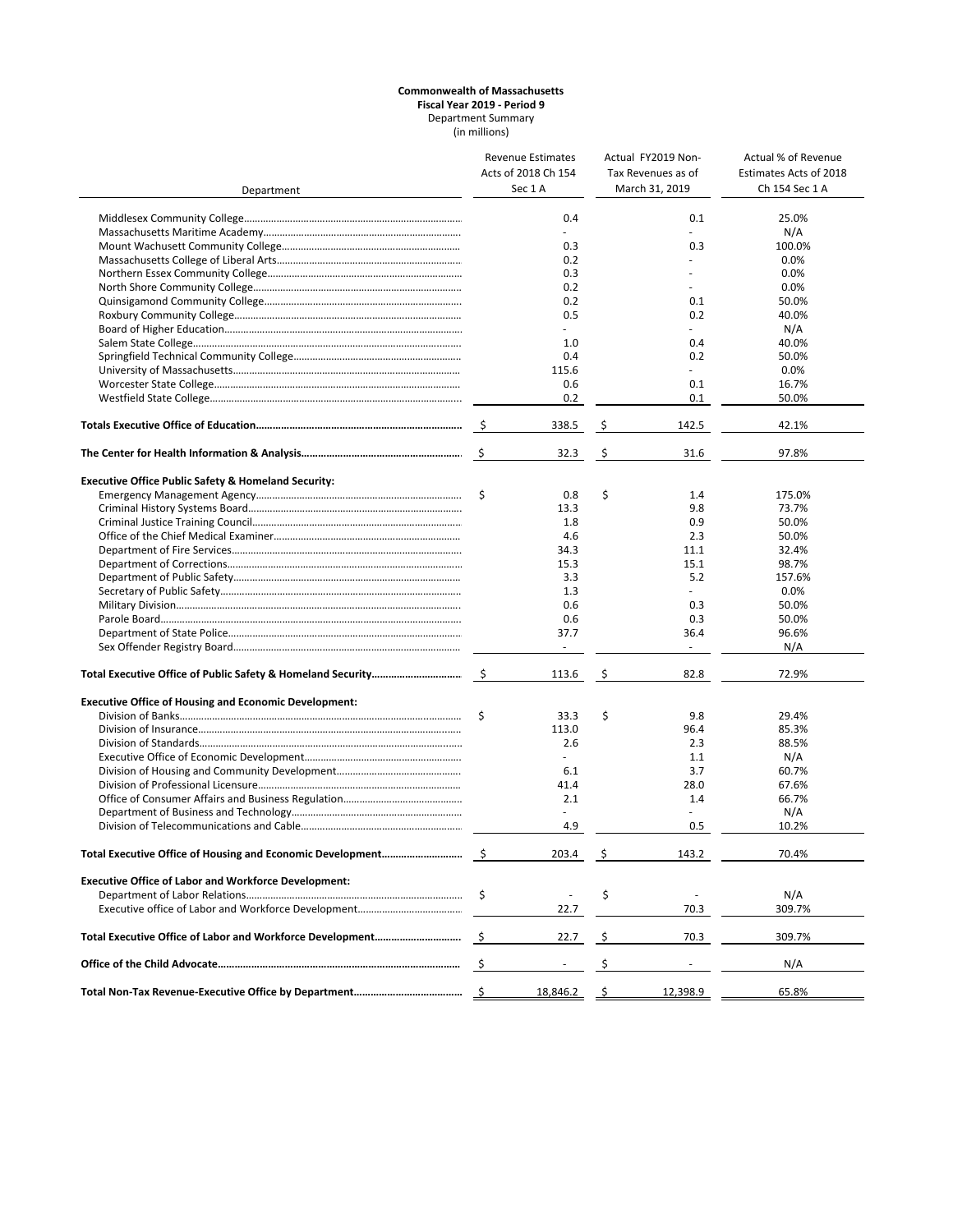**Commonwealth of Massachusetts**
**Fiscal Year 2019 - Period 9**
Department Summary
(in millions)

| Department | Revenue Estimates Acts of 2018 Ch 154 Sec 1 A | Actual FY2019 Non-Tax Revenues as of March 31, 2019 | Actual % of Revenue Estimates Acts of 2018 Ch 154 Sec 1 A |
|---|---|---|---|
| Middlesex Community College | 0.4 | 0.1 | 25.0% |
| Massachusetts Maritime Academy | - | - | N/A |
| Mount Wachusett Community College | 0.3 | 0.3 | 100.0% |
| Massachusetts College of Liberal Arts | 0.2 | - | 0.0% |
| Northern Essex Community College | 0.3 | - | 0.0% |
| North Shore Community College | 0.2 | - | 0.0% |
| Quinsigamond Community College | 0.2 | 0.1 | 50.0% |
| Roxbury Community College | 0.5 | 0.2 | 40.0% |
| Board of Higher Education | - | - | N/A |
| Salem State College | 1.0 | 0.4 | 40.0% |
| Springfield Technical Community College | 0.4 | 0.2 | 50.0% |
| University of Massachusetts | 115.6 | - | 0.0% |
| Worcester State College | 0.6 | 0.1 | 16.7% |
| Westfield State College | 0.2 | 0.1 | 50.0% |
| **Totals Executive Office of Education** | $ 338.5 | $ 142.5 | 42.1% |
| **The Center for Health Information & Analysis** | $ 32.3 | $ 31.6 | 97.8% |
| **Executive Office Public Safety & Homeland Security:** | | | |
| Emergency Management Agency | $ 0.8 | $ 1.4 | 175.0% |
| Criminal History Systems Board | 13.3 | 9.8 | 73.7% |
| Criminal Justice Training Council | 1.8 | 0.9 | 50.0% |
| Office of the Chief Medical Examiner | 4.6 | 2.3 | 50.0% |
| Department of Fire Services | 34.3 | 11.1 | 32.4% |
| Department of Corrections | 15.3 | 15.1 | 98.7% |
| Department of Public Safety | 3.3 | 5.2 | 157.6% |
| Secretary of Public Safety | 1.3 | - | 0.0% |
| Military Division | 0.6 | 0.3 | 50.0% |
| Parole Board | 0.6 | 0.3 | 50.0% |
| Department of State Police | 37.7 | 36.4 | 96.6% |
| Sex Offender Registry Board | - | - | N/A |
| **Total Executive Office of Public Safety & Homeland Security** | $ 113.6 | $ 82.8 | 72.9% |
| **Executive Office of Housing and Economic Development:** | | | |
| Division of Banks | $ 33.3 | $ 9.8 | 29.4% |
| Division of Insurance | 113.0 | 96.4 | 85.3% |
| Division of Standards | 2.6 | 2.3 | 88.5% |
| Executive Office of Economic Development | - | 1.1 | N/A |
| Division of Housing and Community Development | 6.1 | 3.7 | 60.7% |
| Division of Professional Licensure | 41.4 | 28.0 | 67.6% |
| Office of Consumer Affairs and Business Regulation | 2.1 | 1.4 | 66.7% |
| Department of Business and Technology | - | - | N/A |
| Division of Telecommunications and Cable | 4.9 | 0.5 | 10.2% |
| **Total Executive Office of Housing and Economic Development** | $ 203.4 | $ 143.2 | 70.4% |
| **Executive Office of Labor and Workforce Development:** | | | |
| Department of Labor Relations | $ - | $ - | N/A |
| Executive office of Labor and Workforce Development | 22.7 | 70.3 | 309.7% |
| **Total Executive Office of Labor and Workforce Development** | $ 22.7 | $ 70.3 | 309.7% |
| **Office of the Child Advocate** | $ - | $ - | N/A |
| **Total Non-Tax Revenue-Executive Office by Department** | $ 18,846.2 | $ 12,398.9 | 65.8% |